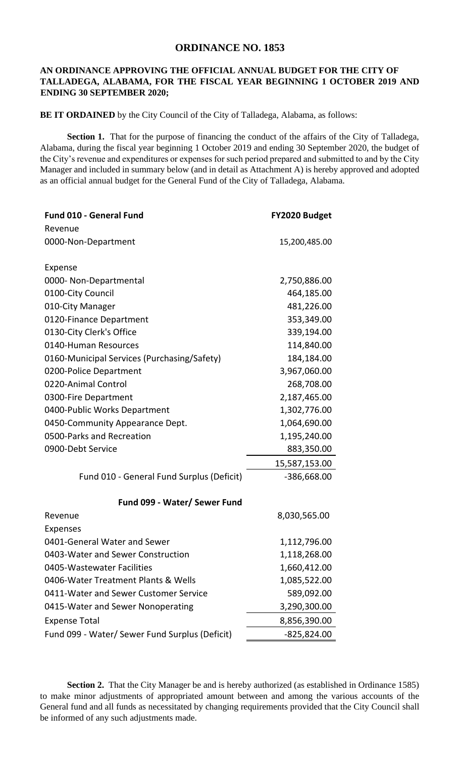# ORDINANCE NO. 1853

**AN ORDINANCE APPROVING THE OFFICIAL ANNUAL BUDGET FOR THE CITY OF TALLADEGA, ALABAMA, FOR THE FISCAL YEAR BEGINNING 1 OCTOBER 2019 AND ENDING 30 SEPTEMBER 2020;**

**BE IT ORDAINED** by the City Council of the City of Talladega, Alabama, as follows:

**Section 1.** That for the purpose of financing the conduct of the affairs of the City of Talladega, Alabama, during the fiscal year beginning 1 October 2019 and ending 30 September 2020, the budget of the City's revenue and expenditures or expenses for such period prepared and submitted to and by the City Manager and included in summary below (and in detail as Attachment A) is hereby approved and adopted as an official annual budget for the General Fund of the City of Talladega, Alabama.

| **Fund 010 - General Fund** | **FY2020 Budget** |
|---|---|
| Revenue | |
| 0000-Non-Department | 15,200,485.00 |
| | |
| Expense | |
| 0000- Non-Departmental | 2,750,886.00 |
| 0100-City Council | 464,185.00 |
| 010-City Manager | 481,226.00 |
| 0120-Finance Department | 353,349.00 |
| 0130-City Clerk's Office | 339,194.00 |
| 0140-Human Resources | 114,840.00 |
| 0160-Municipal Services (Purchasing/Safety) | 184,184.00 |
| 0200-Police Department | 3,967,060.00 |
| 0220-Animal Control | 268,708.00 |
| 0300-Fire Department | 2,187,465.00 |
| 0400-Public Works Department | 1,302,776.00 |
| 0450-Community Appearance Dept. | 1,064,690.00 |
| 0500-Parks and Recreation | 1,195,240.00 |
| 0900-Debt Service | 883,350.00 |
| | 15,587,153.00 |
| Fund 010 - General Fund Surplus (Deficit) | -386,668.00 |
| | |
| **Fund 099 - Water/ Sewer Fund** | |
| Revenue | 8,030,565.00 |
| Expenses | |
| 0401-General Water and Sewer | 1,112,796.00 |
| 0403-Water and Sewer Construction | 1,118,268.00 |
| 0405-Wastewater Facilities | 1,660,412.00 |
| 0406-Water Treatment Plants & Wells | 1,085,522.00 |
| 0411-Water and Sewer Customer Service | 589,092.00 |
| 0415-Water and Sewer Nonoperating | 3,290,300.00 |
| Expense Total | 8,856,390.00 |
| Fund 099 - Water/ Sewer Fund Surplus (Deficit) | -825,824.00 |

**Section 2.** That the City Manager be and is hereby authorized (as established in Ordinance 1585) to make minor adjustments of appropriated amount between and among the various accounts of the General fund and all funds as necessitated by changing requirements provided that the City Council shall be informed of any such adjustments made.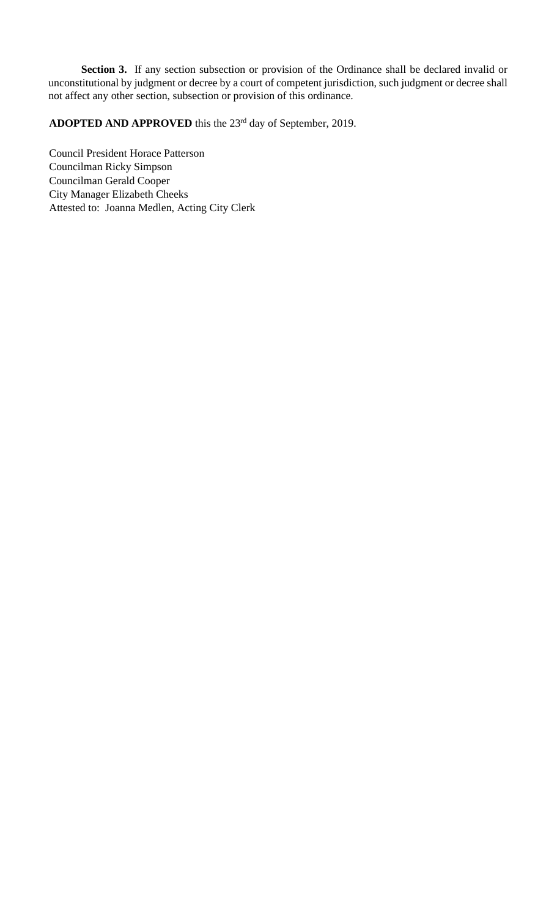**Section 3.** If any section subsection or provision of the Ordinance shall be declared invalid or unconstitutional by judgment or decree by a court of competent jurisdiction, such judgment or decree shall not affect any other section, subsection or provision of this ordinance.

**ADOPTED AND APPROVED** this the 23rd day of September, 2019.

Council President Horace Patterson
Councilman Ricky Simpson
Councilman Gerald Cooper
City Manager Elizabeth Cheeks
Attested to: Joanna Medlen, Acting City Clerk